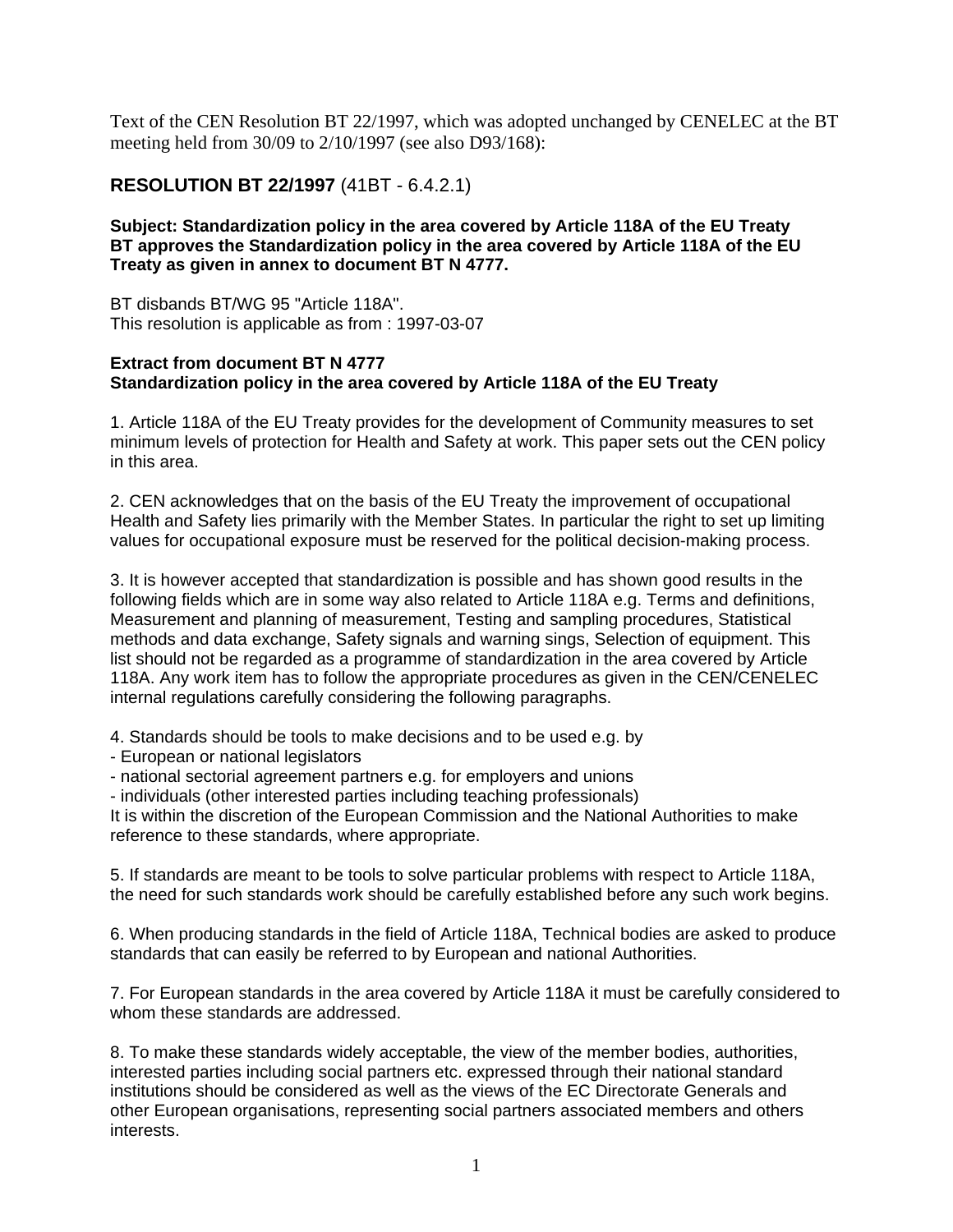Text of the CEN Resolution BT 22/1997, which was adopted unchanged by CENELEC at the BT meeting held from 30/09 to 2/10/1997 (see also D93/168):

## RESOLUTION BT 22/1997 (41BT - 6.4.2.1)

**Subject: Standardization policy in the area covered by Article 118A of the EU Treaty**
**BT approves the Standardization policy in the area covered by Article 118A of the EU Treaty as given in annex to document BT N 4777.**

BT disbands BT/WG 95 "Article 118A".
This resolution is applicable as from : 1997-03-07

**Extract from document BT N 4777**
**Standardization policy in the area covered by Article 118A of the EU Treaty**

1. Article 118A of the EU Treaty provides for the development of Community measures to set minimum levels of protection for Health and Safety at work. This paper sets out the CEN policy in this area.

2. CEN acknowledges that on the basis of the EU Treaty the improvement of occupational Health and Safety lies primarily with the Member States. In particular the right to set up limiting values for occupational exposure must be reserved for the political decision-making process.

3. It is however accepted that standardization is possible and has shown good results in the following fields which are in some way also related to Article 118A e.g. Terms and definitions, Measurement and planning of measurement, Testing and sampling procedures, Statistical methods and data exchange, Safety signals and warning sings, Selection of equipment. This list should not be regarded as a programme of standardization in the area covered by Article 118A. Any work item has to follow the appropriate procedures as given in the CEN/CENELEC internal regulations carefully considering the following paragraphs.

4. Standards should be tools to make decisions and to be used e.g. by
- European or national legislators
- national sectorial agreement partners e.g. for employers and unions
- individuals (other interested parties including teaching professionals)

It is within the discretion of the European Commission and the National Authorities to make reference to these standards, where appropriate.

5. If standards are meant to be tools to solve particular problems with respect to Article 118A, the need for such standards work should be carefully established before any such work begins.

6. When producing standards in the field of Article 118A, Technical bodies are asked to produce standards that can easily be referred to by European and national Authorities.

7. For European standards in the area covered by Article 118A it must be carefully considered to whom these standards are addressed.

8. To make these standards widely acceptable, the view of the member bodies, authorities, interested parties including social partners etc. expressed through their national standard institutions should be considered as well as the views of the EC Directorate Generals and other European organisations, representing social partners associated members and others interests.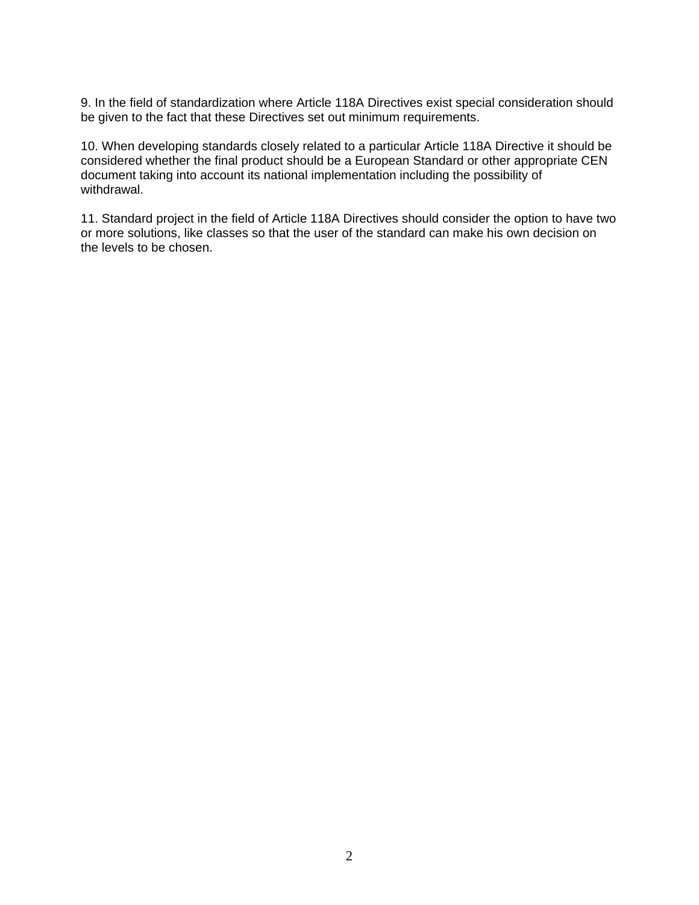9. In the field of standardization where Article 118A Directives exist special consideration should be given to the fact that these Directives set out minimum requirements.

10. When developing standards closely related to a particular Article 118A Directive it should be considered whether the final product should be a European Standard or other appropriate CEN document taking into account its national implementation including the possibility of withdrawal.

11. Standard project in the field of Article 118A Directives should consider the option to have two or more solutions, like classes so that the user of the standard can make his own decision on the levels to be chosen.